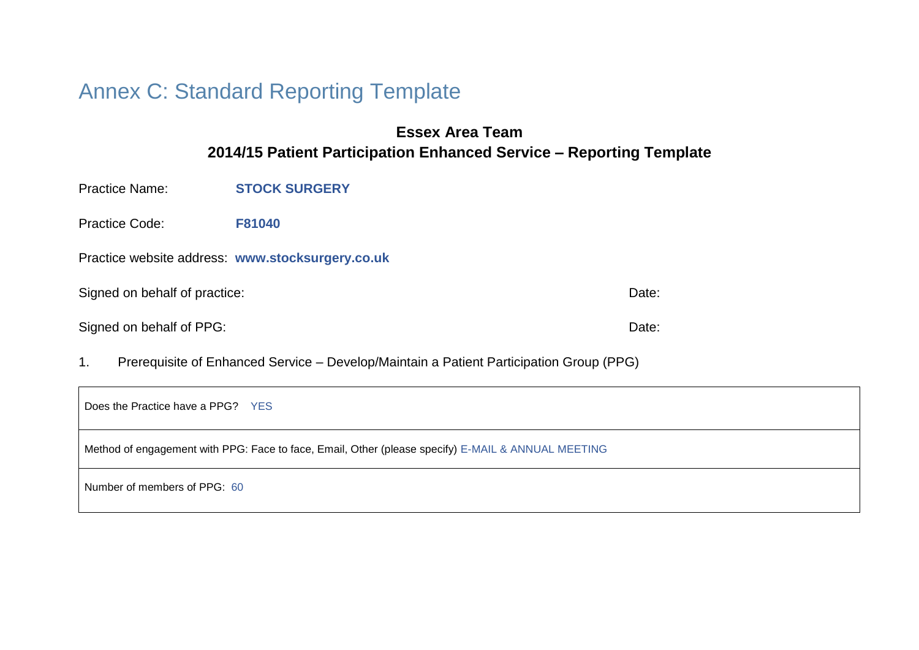# Annex C: Standard Reporting Template

**Essex Area Team**

**2014/15 Patient Participation Enhanced Service – Reporting Template**

Practice Name: **STOCK SURGERY**

Practice Code: **F81040**

Practice website address: **www.stocksurgery.co.uk**

Signed on behalf of practice: Date:

Signed on behalf of PPG: Date:

1. Prerequisite of Enhanced Service – Develop/Maintain a Patient Participation Group (PPG)

| Does the Practice have a PPG? YES |
|---|
| Method of engagement with PPG: Face to face, Email, Other (please specify) E-MAIL & ANNUAL MEETING |
| Number of members of PPG: 60 |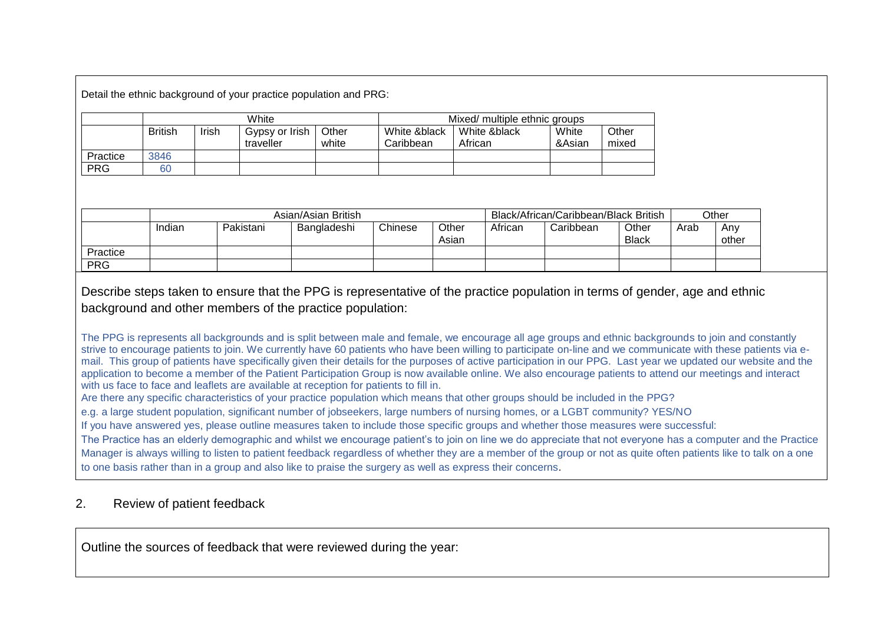Detail the ethnic background of your practice population and PRG:

| | White | | | | Mixed/ multiple ethnic groups | | | |
|---|---|---|---|---|---|---|---|---|
| | British | Irish | Gypsy or Irish traveller | Other white | White &black Caribbean | White &black African | White &Asian | Other mixed |
| Practice | 3846 | | | | | | | |
| PRG | 60 | | | | | | | |

| | Asian/Asian British | | | | | Black/African/Caribbean/Black British | | | Other | |
|---|---|---|---|---|---|---|---|---|---|---|
| | Indian | Pakistani | Bangladeshi | Chinese | Other Asian | African | Caribbean | Other Black | Arab | Any other |
| Practice | | | | | | | | | | |
| PRG | | | | | | | | | | |

Describe steps taken to ensure that the PPG is representative of the practice population in terms of gender, age and ethnic background and other members of the practice population:

The PPG is represents all backgrounds and is split between male and female, we encourage all age groups and ethnic backgrounds to join and constantly strive to encourage patients to join. We currently have 60 patients who have been willing to participate on-line and we communicate with these patients via e-mail. This group of patients have specifically given their details for the purposes of active participation in our PPG. Last year we updated our website and the application to become a member of the Patient Participation Group is now available online. We also encourage patients to attend our meetings and interact with us face to face and leaflets are available at reception for patients to fill in.

Are there any specific characteristics of your practice population which means that other groups should be included in the PPG?

e.g. a large student population, significant number of jobseekers, large numbers of nursing homes, or a LGBT community? YES/NO

If you have answered yes, please outline measures taken to include those specific groups and whether those measures were successful:

The Practice has an elderly demographic and whilst we encourage patient's to join on line we do appreciate that not everyone has a computer and the Practice Manager is always willing to listen to patient feedback regardless of whether they are a member of the group or not as quite often patients like to talk on a one to one basis rather than in a group and also like to praise the surgery as well as express their concerns.

## 2. Review of patient feedback

Outline the sources of feedback that were reviewed during the year: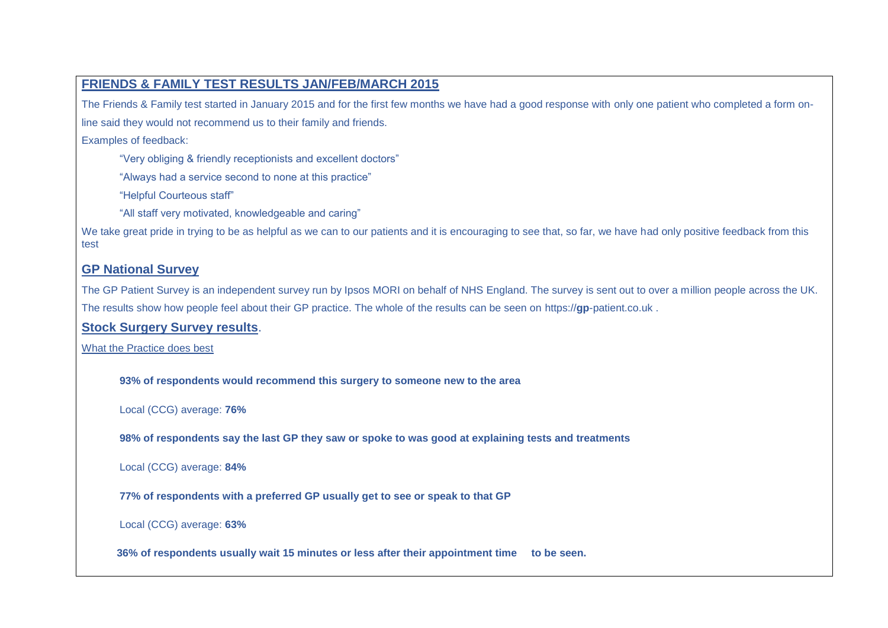## FRIENDS & FAMILY TEST RESULTS JAN/FEB/MARCH 2015

The Friends & Family test started in January 2015 and for the first few months we have had a good response with only one patient who completed a form on-line said they would not recommend us to their family and friends.

Examples of feedback:

> "Very obliging & friendly receptionists and excellent doctors"
>
> "Always had a service second to none at this practice"
>
> "Helpful Courteous staff"
>
> "All staff very motivated, knowledgeable and caring"

We take great pride in trying to be as helpful as we can to our patients and it is encouraging to see that, so far, we have had only positive feedback from this test

## GP National Survey

The GP Patient Survey is an independent survey run by Ipsos MORI on behalf of NHS England. The survey is sent out to over a million people across the UK. The results show how people feel about their GP practice. The whole of the results can be seen on https://**gp**-patient.co.uk .

## Stock Surgery Survey results.

What the Practice does best

**93% of respondents would recommend this surgery to someone new to the area**

Local (CCG) average: **76%**

**98% of respondents say the last GP they saw or spoke to was good at explaining tests and treatments**

Local (CCG) average: **84%**

**77% of respondents with a preferred GP usually get to see or speak to that GP**

Local (CCG) average: **63%**

**36% of respondents usually wait 15 minutes or less after their appointment time to be seen.**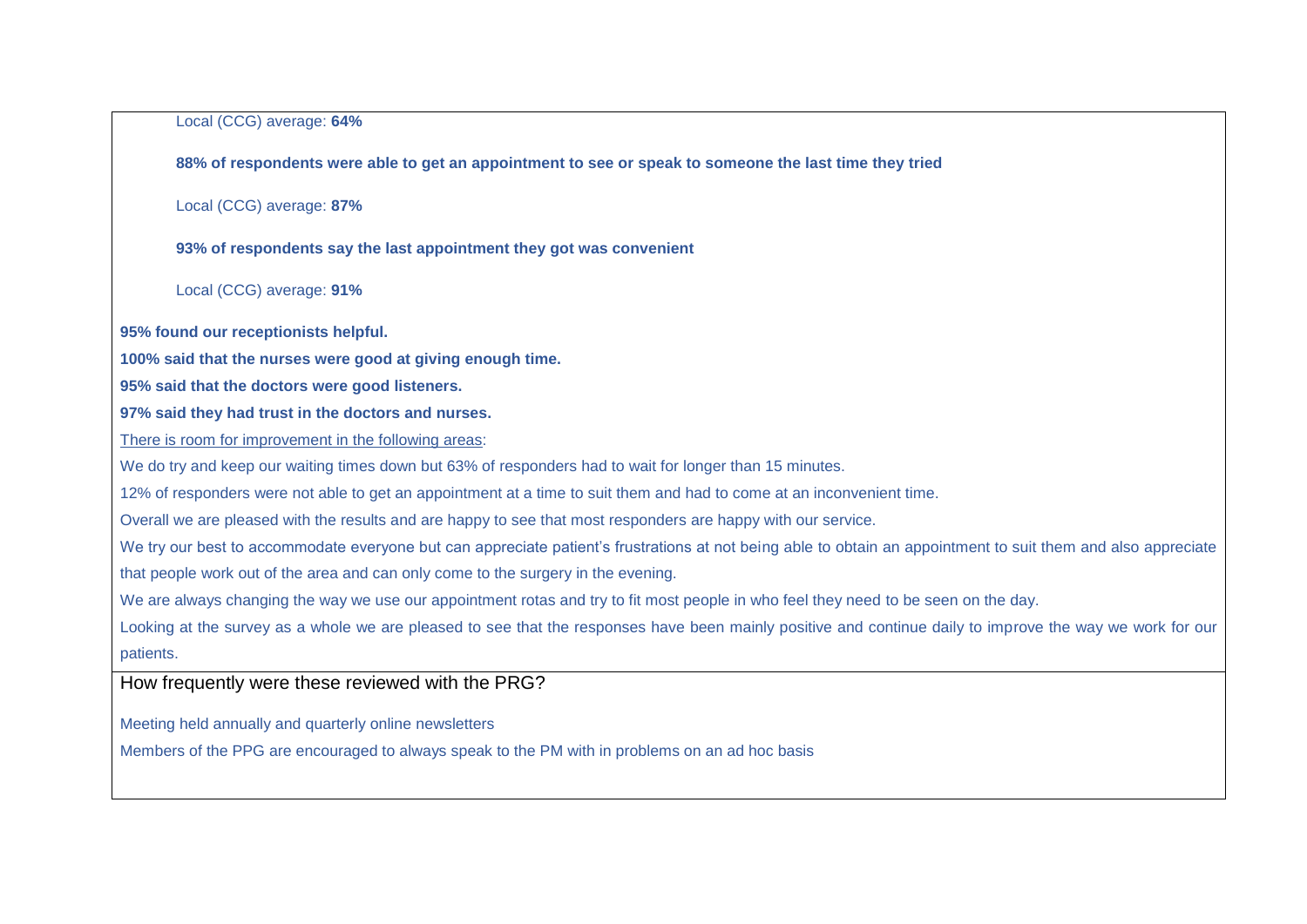Local (CCG) average: **64%**

**88% of respondents were able to get an appointment to see or speak to someone the last time they tried**

Local (CCG) average: **87%**

**93% of respondents say the last appointment they got was convenient**

Local (CCG) average: **91%**

**95% found our receptionists helpful.**

**100% said that the nurses were good at giving enough time.**

**95% said that the doctors were good listeners.**

**97% said they had trust in the doctors and nurses.**

<u>There is room for improvement in the following areas</u>:

We do try and keep our waiting times down but 63% of responders had to wait for longer than 15 minutes.

12% of responders were not able to get an appointment at a time to suit them and had to come at an inconvenient time.

Overall we are pleased with the results and are happy to see that most responders are happy with our service.

We try our best to accommodate everyone but can appreciate patient's frustrations at not being able to obtain an appointment to suit them and also appreciate that people work out of the area and can only come to the surgery in the evening.

We are always changing the way we use our appointment rotas and try to fit most people in who feel they need to be seen on the day.

Looking at the survey as a whole we are pleased to see that the responses have been mainly positive and continue daily to improve the way we work for our patients.

How frequently were these reviewed with the PRG?

Meeting held annually and quarterly online newsletters

Members of the PPG are encouraged to always speak to the PM with in problems on an ad hoc basis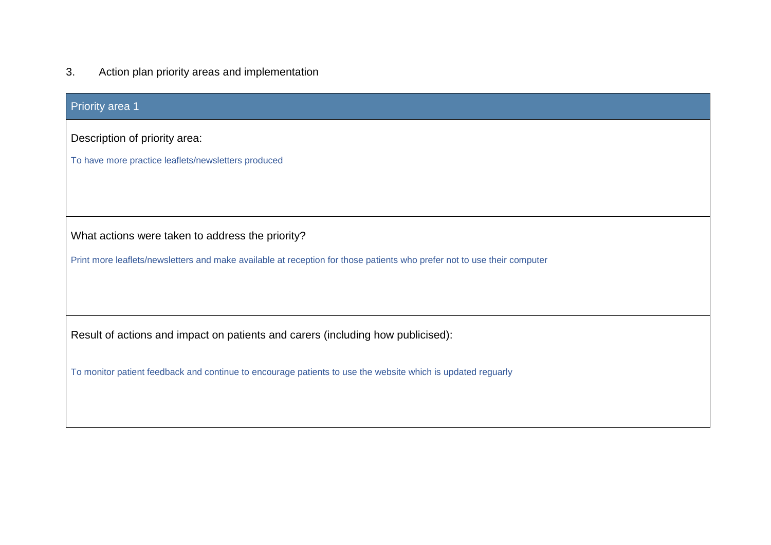## 3. Action plan priority areas and implementation

| Priority area 1 |
|---|
| Description of priority area:<br><br>To have more practice leaflets/newsletters produced |
| What actions were taken to address the priority?<br><br>Print more leaflets/newsletters and make available at reception for those patients who prefer not to use their computer |
| Result of actions and impact on patients and carers (including how publicised):<br><br>To monitor patient feedback and continue to encourage patients to use the website which is updated reguarly |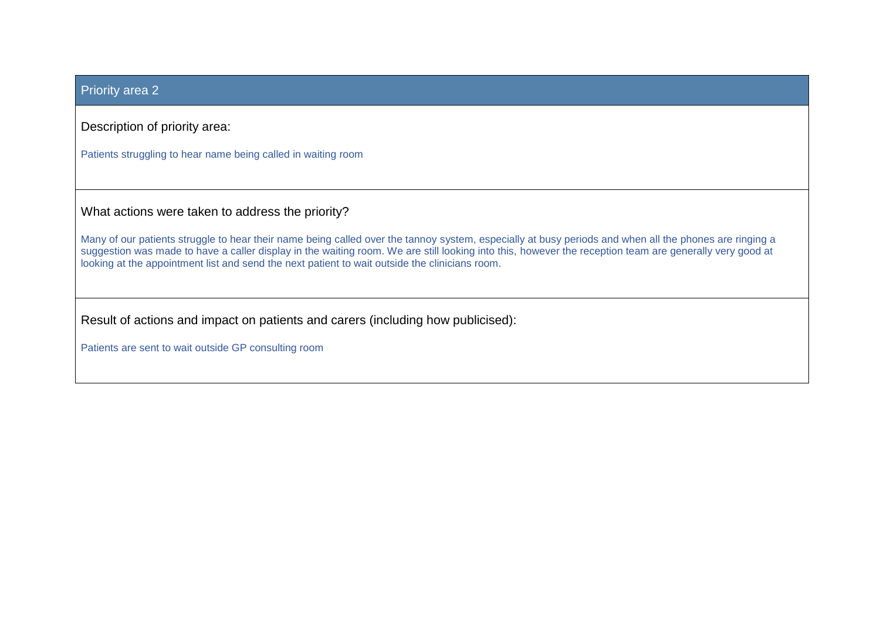## Priority area 2

**Description of priority area:**

Patients struggling to hear name being called in waiting room

**What actions were taken to address the priority?**

Many of our patients struggle to hear their name being called over the tannoy system, especially at busy periods and when all the phones are ringing a suggestion was made to have a caller display in the waiting room. We are still looking into this, however the reception team are generally very good at looking at the appointment list and send the next patient to wait outside the clinicians room.

**Result of actions and impact on patients and carers (including how publicised):**

Patients are sent to wait outside GP consulting room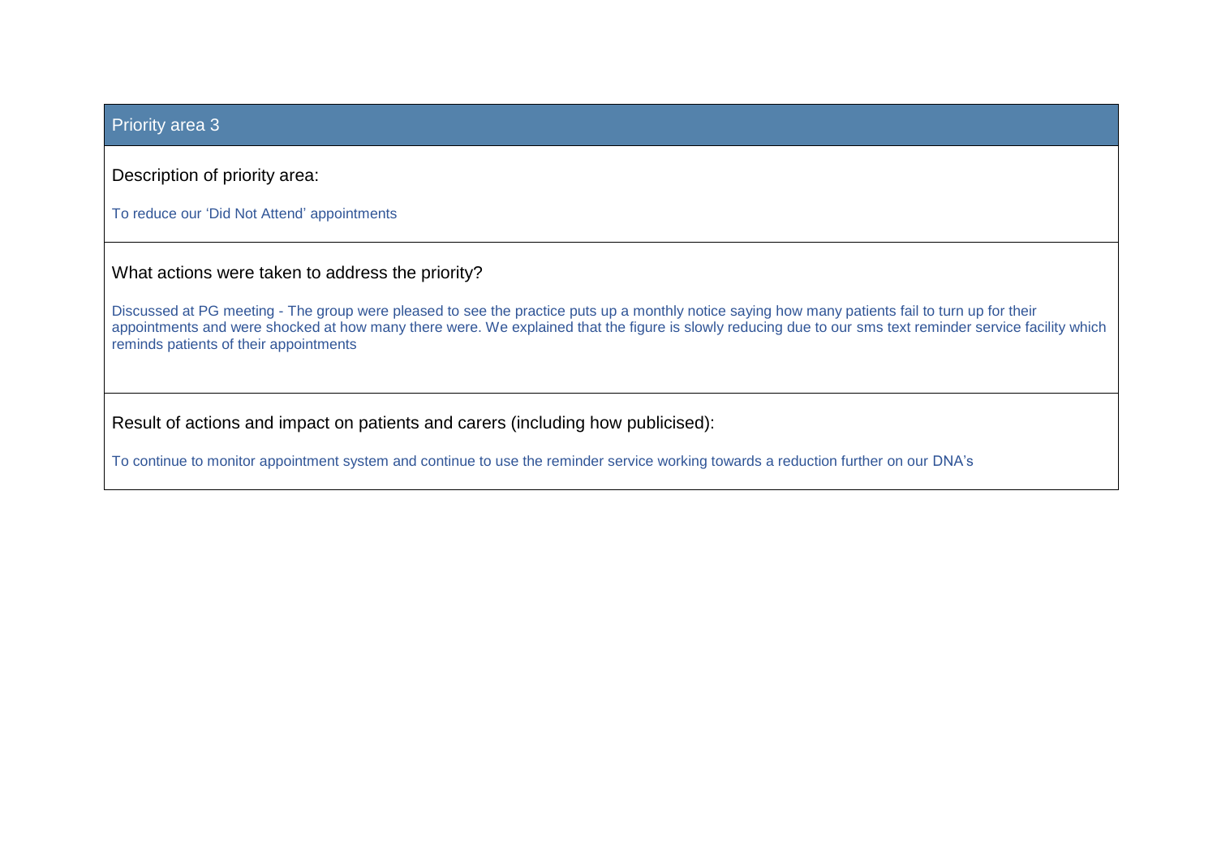## Priority area 3

### Description of priority area:

To reduce our 'Did Not Attend' appointments

### What actions were taken to address the priority?

Discussed at PG meeting - The group were pleased to see the practice puts up a monthly notice saying how many patients fail to turn up for their appointments and were shocked at how many there were. We explained that the figure is slowly reducing due to our sms text reminder service facility which reminds patients of their appointments

### Result of actions and impact on patients and carers (including how publicised):

To continue to monitor appointment system and continue to use the reminder service working towards a reduction further on our DNA's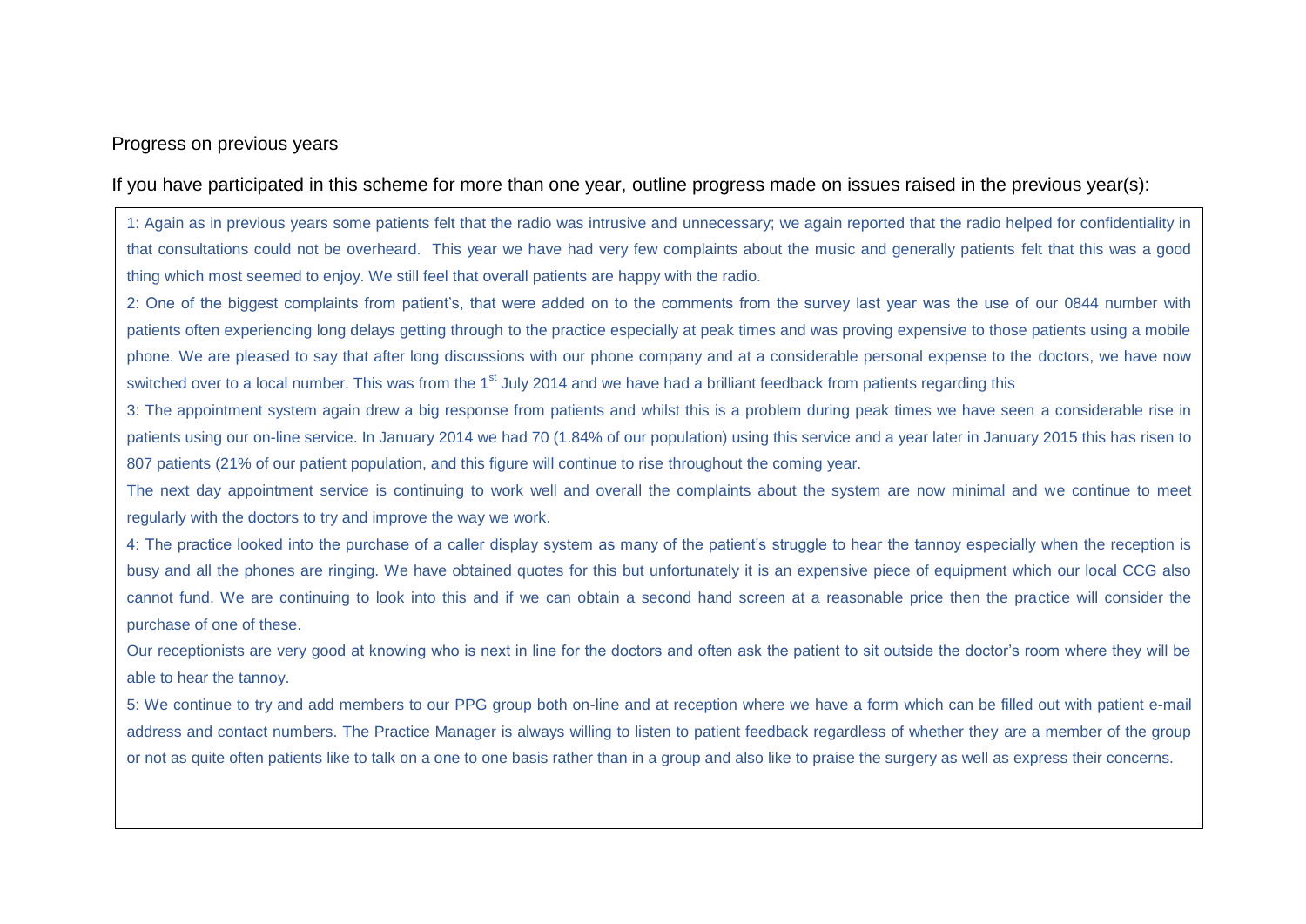Progress on previous years

If you have participated in this scheme for more than one year, outline progress made on issues raised in the previous year(s):

1: Again as in previous years some patients felt that the radio was intrusive and unnecessary; we again reported that the radio helped for confidentiality in that consultations could not be overheard. This year we have had very few complaints about the music and generally patients felt that this was a good thing which most seemed to enjoy. We still feel that overall patients are happy with the radio.

2: One of the biggest complaints from patient's, that were added on to the comments from the survey last year was the use of our 0844 number with patients often experiencing long delays getting through to the practice especially at peak times and was proving expensive to those patients using a mobile phone. We are pleased to say that after long discussions with our phone company and at a considerable personal expense to the doctors, we have now switched over to a local number. This was from the 1st July 2014 and we have had a brilliant feedback from patients regarding this

3: The appointment system again drew a big response from patients and whilst this is a problem during peak times we have seen a considerable rise in patients using our on-line service. In January 2014 we had 70 (1.84% of our population) using this service and a year later in January 2015 this has risen to 807 patients (21% of our patient population, and this figure will continue to rise throughout the coming year.

The next day appointment service is continuing to work well and overall the complaints about the system are now minimal and we continue to meet regularly with the doctors to try and improve the way we work.

4: The practice looked into the purchase of a caller display system as many of the patient's struggle to hear the tannoy especially when the reception is busy and all the phones are ringing. We have obtained quotes for this but unfortunately it is an expensive piece of equipment which our local CCG also cannot fund. We are continuing to look into this and if we can obtain a second hand screen at a reasonable price then the practice will consider the purchase of one of these.

Our receptionists are very good at knowing who is next in line for the doctors and often ask the patient to sit outside the doctor's room where they will be able to hear the tannoy.

5: We continue to try and add members to our PPG group both on-line and at reception where we have a form which can be filled out with patient e-mail address and contact numbers. The Practice Manager is always willing to listen to patient feedback regardless of whether they are a member of the group or not as quite often patients like to talk on a one to one basis rather than in a group and also like to praise the surgery as well as express their concerns.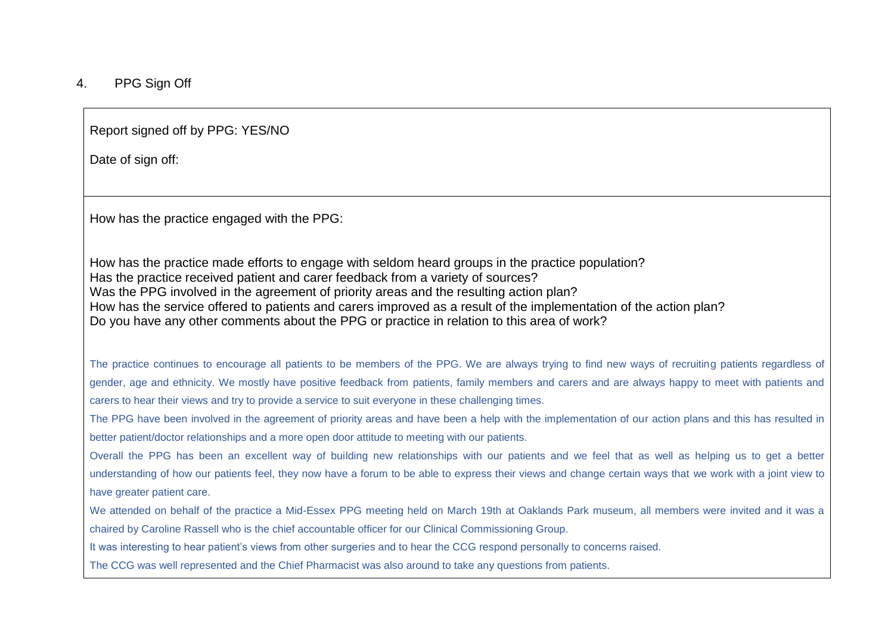## 4. PPG Sign Off

Report signed off by PPG: YES/NO

Date of sign off:

How has the practice engaged with the PPG:

How has the practice made efforts to engage with seldom heard groups in the practice population?
Has the practice received patient and carer feedback from a variety of sources?
Was the PPG involved in the agreement of priority areas and the resulting action plan?
How has the service offered to patients and carers improved as a result of the implementation of the action plan?
Do you have any other comments about the PPG or practice in relation to this area of work?

The practice continues to encourage all patients to be members of the PPG. We are always trying to find new ways of recruiting patients regardless of gender, age and ethnicity. We mostly have positive feedback from patients, family members and carers and are always happy to meet with patients and carers to hear their views and try to provide a service to suit everyone in these challenging times.

The PPG have been involved in the agreement of priority areas and have been a help with the implementation of our action plans and this has resulted in better patient/doctor relationships and a more open door attitude to meeting with our patients.

Overall the PPG has been an excellent way of building new relationships with our patients and we feel that as well as helping us to get a better understanding of how our patients feel, they now have a forum to be able to express their views and change certain ways that we work with a joint view to have greater patient care.

We attended on behalf of the practice a Mid-Essex PPG meeting held on March 19th at Oaklands Park museum, all members were invited and it was a chaired by Caroline Rassell who is the chief accountable officer for our Clinical Commissioning Group.

It was interesting to hear patient's views from other surgeries and to hear the CCG respond personally to concerns raised.

The CCG was well represented and the Chief Pharmacist was also around to take any questions from patients.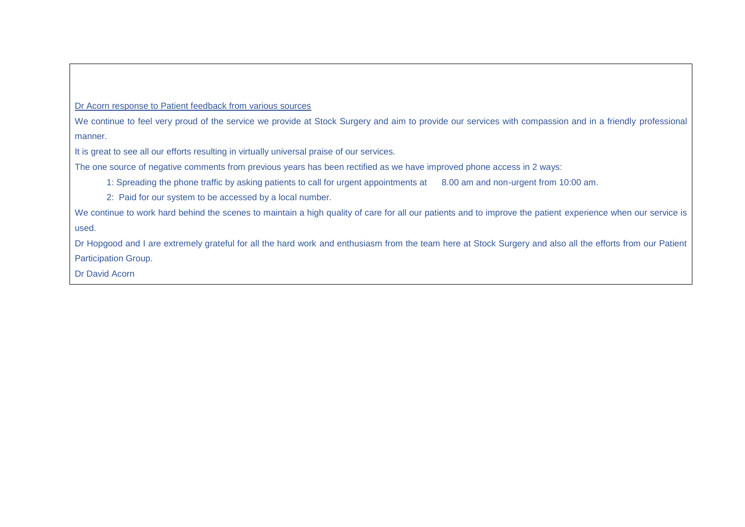<u>Dr Acorn response to Patient feedback from various sources</u>

We continue to feel very proud of the service we provide at Stock Surgery and aim to provide our services with compassion and in a friendly professional manner.

It is great to see all our efforts resulting in virtually universal praise of our services.

The one source of negative comments from previous years has been rectified as we have improved phone access in 2 ways:

1: Spreading the phone traffic by asking patients to call for urgent appointments at 8.00 am and non-urgent from 10:00 am.

2: Paid for our system to be accessed by a local number.

We continue to work hard behind the scenes to maintain a high quality of care for all our patients and to improve the patient experience when our service is used.

Dr Hopgood and I are extremely grateful for all the hard work and enthusiasm from the team here at Stock Surgery and also all the efforts from our Patient Participation Group.

Dr David Acorn